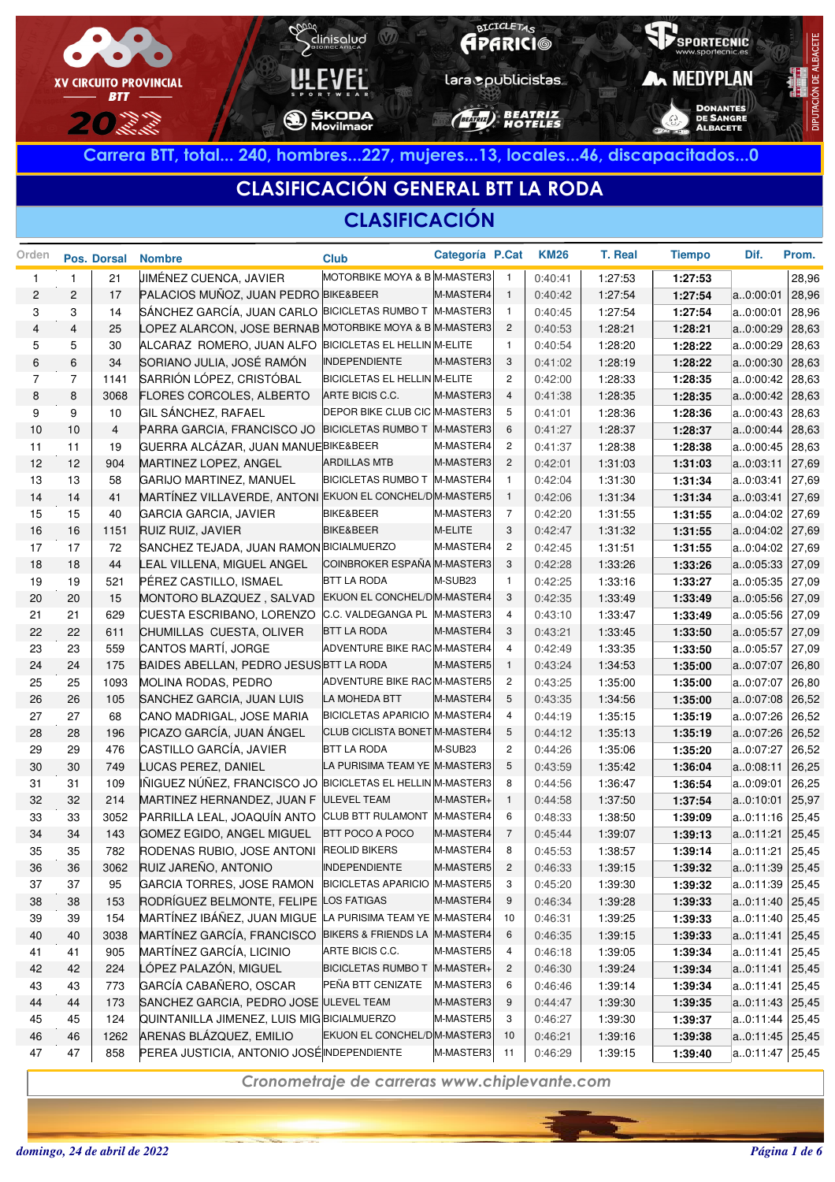XV CIRCUITO PROVINCIAL BTT 2022

Carrera BTT, total... 240, hombres...227, mujeres...13, locales...46, discapacitados...0

# CLASIFICACIÓN GENERAL BTT LA RODA

## CLASIFICACIÓN

| Orden | Pos. | Dorsal | Nombre | Club | Categoría | P.Cat | KM26 | T. Real | Tiempo | Dif. | Prom. |
|---|---|---|---|---|---|---|---|---|---|---|---|
| 1 | 1 | 21 | JIMÉNEZ CUENCA, JAVIER | MOTORBIKE MOYA & B | M-MASTER3 | 1 | 0:40:41 | 1:27:53 | **1:27:53** | | 28,96 |
| 2 | 2 | 17 | PALACIOS MUÑOZ, JUAN PEDRO | BIKE&BEER | M-MASTER4 | 1 | 0:40:42 | 1:27:54 | **1:27:54** | a..0:00:01 | 28,96 |
| 3 | 3 | 14 | SÁNCHEZ GARCÍA, JUAN CARLO | BICICLETAS RUMBO T | M-MASTER3 | 1 | 0:40:45 | 1:27:54 | **1:27:54** | a..0:00:01 | 28,96 |
| 4 | 4 | 25 | LOPEZ ALARCON, JOSE BERNAB | MOTORBIKE MOYA & B | M-MASTER3 | 2 | 0:40:53 | 1:28:21 | **1:28:21** | a..0:00:29 | 28,63 |
| 5 | 5 | 30 | ALCARAZ ROMERO, JUAN ALFO | BICICLETAS EL HELLIN | M-ELITE | 1 | 0:40:54 | 1:28:20 | **1:28:22** | a..0:00:29 | 28,63 |
| 6 | 6 | 34 | SORIANO JULIA, JOSÉ RAMÓN | INDEPENDIENTE | M-MASTER3 | 3 | 0:41:02 | 1:28:19 | **1:28:22** | a..0:00:30 | 28,63 |
| 7 | 7 | 1141 | SARRIÓN LÓPEZ, CRISTÓBAL | BICICLETAS EL HELLIN | M-ELITE | 2 | 0:42:00 | 1:28:33 | **1:28:35** | a..0:00:42 | 28,63 |
| 8 | 8 | 3068 | FLORES CORCOLES, ALBERTO | ARTE BICIS C.C. | M-MASTER3 | 4 | 0:41:38 | 1:28:35 | **1:28:35** | a..0:00:42 | 28,63 |
| 9 | 9 | 10 | GIL SÁNCHEZ, RAFAEL | DEPOR BIKE CLUB CIC | M-MASTER3 | 5 | 0:41:01 | 1:28:36 | **1:28:36** | a..0:00:43 | 28,63 |
| 10 | 10 | 4 | PARRA GARCIA, FRANCISCO JO | BICICLETAS RUMBO T | M-MASTER3 | 6 | 0:41:27 | 1:28:37 | **1:28:37** | a..0:00:44 | 28,63 |
| 11 | 11 | 19 | GUERRA ALCÁZAR, JUAN MANUE | BIKE&BEER | M-MASTER4 | 2 | 0:41:37 | 1:28:38 | **1:28:38** | a..0:00:45 | 28,63 |
| 12 | 12 | 904 | MARTINEZ LOPEZ, ANGEL | ARDILLAS MTB | M-MASTER3 | 2 | 0:42:01 | 1:31:03 | **1:31:03** | a..0:03:11 | 27,69 |
| 13 | 13 | 58 | GARIJO MARTINEZ, MANUEL | BICICLETAS RUMBO T | M-MASTER4 | 1 | 0:42:04 | 1:31:30 | **1:31:34** | a..0:03:41 | 27,69 |
| 14 | 14 | 41 | MARTÍNEZ VILLAVERDE, ANTONI | EKUON EL CONCHEL/D | M-MASTER5 | 1 | 0:42:06 | 1:31:34 | **1:31:34** | a..0:03:41 | 27,69 |
| 15 | 15 | 40 | GARCIA GARCIA, JAVIER | BIKE&BEER | M-MASTER3 | 7 | 0:42:20 | 1:31:55 | **1:31:55** | a..0:04:02 | 27,69 |
| 16 | 16 | 1151 | RUIZ RUIZ, JAVIER | BIKE&BEER | M-ELITE | 3 | 0:42:47 | 1:31:32 | **1:31:55** | a..0:04:02 | 27,69 |
| 17 | 17 | 72 | SANCHEZ TEJADA, JUAN RAMON | BICIALMUERZO | M-MASTER4 | 2 | 0:42:45 | 1:31:51 | **1:31:55** | a..0:04:02 | 27,69 |
| 18 | 18 | 44 | LEAL VILLENA, MIGUEL ANGEL | COINBROKER ESPAÑA | M-MASTER3 | 3 | 0:42:28 | 1:33:26 | **1:33:26** | a..0:05:33 | 27,09 |
| 19 | 19 | 521 | PÉREZ CASTILLO, ISMAEL | BTT LA RODA | M-SUB23 | 1 | 0:42:25 | 1:33:16 | **1:33:27** | a..0:05:35 | 27,09 |
| 20 | 20 | 15 | MONTORO BLAZQUEZ , SALVAD | EKUON EL CONCHEL/D | M-MASTER4 | 3 | 0:42:35 | 1:33:49 | **1:33:49** | a..0:05:56 | 27,09 |
| 21 | 21 | 629 | CUESTA ESCRIBANO, LORENZO | C.C. VALDEGANGA PL | M-MASTER3 | 4 | 0:43:10 | 1:33:47 | **1:33:49** | a..0:05:56 | 27,09 |
| 22 | 22 | 611 | CHUMILLAS CUESTA, OLIVER | BTT LA RODA | M-MASTER4 | 3 | 0:43:21 | 1:33:45 | **1:33:50** | a..0:05:57 | 27,09 |
| 23 | 23 | 559 | CANTOS MARTÍ, JORGE | ADVENTURE BIKE RAC | M-MASTER4 | 4 | 0:42:49 | 1:33:35 | **1:33:50** | a..0:05:57 | 27,09 |
| 24 | 24 | 175 | BAIDES ABELLAN, PEDRO JESUS | BTT LA RODA | M-MASTER5 | 1 | 0:43:24 | 1:34:53 | **1:35:00** | a..0:07:07 | 26,80 |
| 25 | 25 | 1093 | MOLINA RODAS, PEDRO | ADVENTURE BIKE RAC | M-MASTER5 | 2 | 0:43:25 | 1:35:00 | **1:35:00** | a..0:07:07 | 26,80 |
| 26 | 26 | 105 | SANCHEZ GARCIA, JUAN LUIS | LA MOHEDA BTT | M-MASTER4 | 5 | 0:43:35 | 1:34:56 | **1:35:00** | a..0:07:08 | 26,52 |
| 27 | 27 | 68 | CANO MADRIGAL, JOSE MARIA | BICICLETAS APARICIO | M-MASTER4 | 4 | 0:44:19 | 1:35:15 | **1:35:19** | a..0:07:26 | 26,52 |
| 28 | 28 | 196 | PICAZO GARCÍA, JUAN ÁNGEL | CLUB CICLISTA BONET | M-MASTER4 | 5 | 0:44:12 | 1:35:13 | **1:35:19** | a..0:07:26 | 26,52 |
| 29 | 29 | 476 | CASTILLO GARCÍA, JAVIER | BTT LA RODA | M-SUB23 | 2 | 0:44:26 | 1:35:06 | **1:35:20** | a..0:07:27 | 26,52 |
| 30 | 30 | 749 | LUCAS PEREZ, DANIEL | LA PURISIMA TEAM YE | M-MASTER3 | 5 | 0:43:59 | 1:35:42 | **1:36:04** | a..0:08:11 | 26,25 |
| 31 | 31 | 109 | IÑIGUEZ NÚÑEZ, FRANCISCO JO | BICICLETAS EL HELLIN | M-MASTER3 | 8 | 0:44:56 | 1:36:47 | **1:36:54** | a..0:09:01 | 26,25 |
| 32 | 32 | 214 | MARTINEZ HERNANDEZ, JUAN F | ULEVEL TEAM | M-MASTER+ | 1 | 0:44:58 | 1:37:50 | **1:37:54** | a..0:10:01 | 25,97 |
| 33 | 33 | 3052 | PARRILLA LEAL, JOAQUÍN ANTO | CLUB BTT RULAMONT | M-MASTER4 | 6 | 0:48:33 | 1:38:50 | **1:39:09** | a..0:11:16 | 25,45 |
| 34 | 34 | 143 | GOMEZ EGIDO, ANGEL MIGUEL | BTT POCO A POCO | M-MASTER4 | 7 | 0:45:44 | 1:39:07 | **1:39:13** | a..0:11:21 | 25,45 |
| 35 | 35 | 782 | RODENAS RUBIO, JOSE ANTONI | REOLID BIKERS | M-MASTER4 | 8 | 0:45:53 | 1:38:57 | **1:39:14** | a..0:11:21 | 25,45 |
| 36 | 36 | 3062 | RUIZ JAREÑO, ANTONIO | INDEPENDIENTE | M-MASTER5 | 2 | 0:46:33 | 1:39:15 | **1:39:32** | a..0:11:39 | 25,45 |
| 37 | 37 | 95 | GARCIA TORRES, JOSE RAMON | BICICLETAS APARICIO | M-MASTER5 | 3 | 0:45:20 | 1:39:30 | **1:39:32** | a..0:11:39 | 25,45 |
| 38 | 38 | 153 | RODRÍGUEZ BELMONTE, FELIPE | LOS FATIGAS | M-MASTER4 | 9 | 0:46:34 | 1:39:28 | **1:39:33** | a..0:11:40 | 25,45 |
| 39 | 39 | 154 | MARTÍNEZ IBÁÑEZ, JUAN MIGUE | LA PURISIMA TEAM YE | M-MASTER4 | 10 | 0:46:31 | 1:39:25 | **1:39:33** | a..0:11:40 | 25,45 |
| 40 | 40 | 3038 | MARTÍNEZ GARCÍA, FRANCISCO | BIKERS & FRIENDS LA | M-MASTER4 | 6 | 0:46:35 | 1:39:15 | **1:39:33** | a..0:11:41 | 25,45 |
| 41 | 41 | 905 | MARTÍNEZ GARCÍA, LICINIO | ARTE BICIS C.C. | M-MASTER5 | 4 | 0:46:18 | 1:39:05 | **1:39:34** | a..0:11:41 | 25,45 |
| 42 | 42 | 224 | LÓPEZ PALAZÓN, MIGUEL | BICICLETAS RUMBO T | M-MASTER+ | 2 | 0:46:30 | 1:39:24 | **1:39:34** | a..0:11:41 | 25,45 |
| 43 | 43 | 773 | GARCÍA CABAÑERO, OSCAR | PEÑA BTT CENIZATE | M-MASTER3 | 6 | 0:46:46 | 1:39:14 | **1:39:34** | a..0:11:41 | 25,45 |
| 44 | 44 | 173 | SANCHEZ GARCIA, PEDRO JOSE | ULEVEL TEAM | M-MASTER3 | 9 | 0:44:47 | 1:39:30 | **1:39:35** | a..0:11:43 | 25,45 |
| 45 | 45 | 124 | QUINTANILLA JIMENEZ, LUIS MIG | BICIALMUERZO | M-MASTER5 | 3 | 0:46:27 | 1:39:30 | **1:39:37** | a..0:11:44 | 25,45 |
| 46 | 46 | 1262 | ARENAS BLÁZQUEZ, EMILIO | EKUON EL CONCHEL/D | M-MASTER3 | 10 | 0:46:21 | 1:39:16 | **1:39:38** | a..0:11:45 | 25,45 |
| 47 | 47 | 858 | PEREA JUSTICIA, ANTONIO JOSÉ | INDEPENDIENTE | M-MASTER3 | 11 | 0:46:29 | 1:39:15 | **1:39:40** | a..0:11:47 | 25,45 |

*Cronometraje de carreras www.chiplevante.com*

*domingo, 24 de abril de 2022*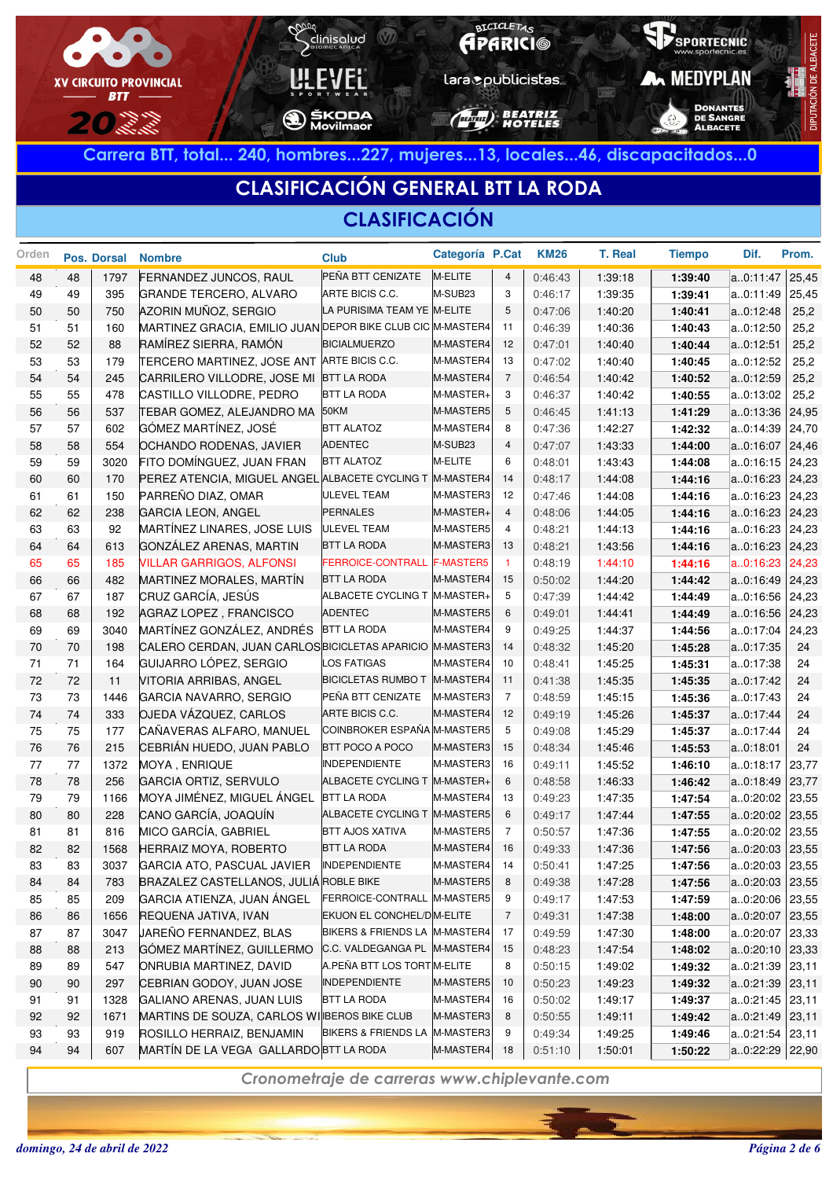XV CIRCUITO PROVINCIAL BTT 2022

**Carrera BTT, total... 240, hombres...227, mujeres...13, locales...46, discapacitados...0**

# CLASIFICACIÓN GENERAL BTT LA RODA

## CLASIFICACIÓN

| Orden | Pos. | Dorsal | Nombre | Club | Categoría | P.Cat | KM26 | T. Real | Tiempo | Dif. | Prom. |
|---|---|---|---|---|---|---|---|---|---|---|---|
| 48 | 48 | 1797 | FERNANDEZ JUNCOS, RAUL | PEÑA BTT CENIZATE | M-ELITE | 4 | 0:46:43 | 1:39:18 | **1:39:40** | a..0:11:47 | 25,45 |
| 49 | 49 | 395 | GRANDE TERCERO, ALVARO | ARTE BICIS C.C. | M-SUB23 | 3 | 0:46:17 | 1:39:35 | **1:39:41** | a..0:11:49 | 25,45 |
| 50 | 50 | 750 | AZORIN MUÑOZ, SERGIO | LA PURISIMA TEAM YE | M-ELITE | 5 | 0:47:06 | 1:40:20 | **1:40:41** | a..0:12:48 | 25,2 |
| 51 | 51 | 160 | MARTINEZ GRACIA, EMILIO JUAN | DEPOR BIKE CLUB CIC | M-MASTER4 | 11 | 0:46:39 | 1:40:36 | **1:40:43** | a..0:12:50 | 25,2 |
| 52 | 52 | 88 | RAMÍREZ SIERRA, RAMÓN | BICIALMUERZO | M-MASTER4 | 12 | 0:47:01 | 1:40:40 | **1:40:44** | a..0:12:51 | 25,2 |
| 53 | 53 | 179 | TERCERO MARTINEZ, JOSE ANT | ARTE BICIS C.C. | M-MASTER4 | 13 | 0:47:02 | 1:40:40 | **1:40:45** | a..0:12:52 | 25,2 |
| 54 | 54 | 245 | CARRILERO VILLODRE, JOSE MI | BTT LA RODA | M-MASTER4 | 7 | 0:46:54 | 1:40:42 | **1:40:52** | a..0:12:59 | 25,2 |
| 55 | 55 | 478 | CASTILLO VILLODRE, PEDRO | BTT LA RODA | M-MASTER+ | 3 | 0:46:37 | 1:40:42 | **1:40:55** | a..0:13:02 | 25,2 |
| 56 | 56 | 537 | TEBAR GOMEZ, ALEJANDRO MA | 50KM | M-MASTER5 | 5 | 0:46:45 | 1:41:13 | **1:41:29** | a..0:13:36 | 24,95 |
| 57 | 57 | 602 | GÓMEZ MARTÍNEZ, JOSÉ | BTT ALATOZ | M-MASTER4 | 8 | 0:47:36 | 1:42:27 | **1:42:32** | a..0:14:39 | 24,70 |
| 58 | 58 | 554 | OCHANDO RODENAS, JAVIER | ADENTEC | M-SUB23 | 4 | 0:47:07 | 1:43:33 | **1:44:00** | a..0:16:07 | 24,46 |
| 59 | 59 | 3020 | FITO DOMÍNGUEZ, JUAN FRAN | BTT ALATOZ | M-ELITE | 6 | 0:48:01 | 1:43:43 | **1:44:08** | a..0:16:15 | 24,23 |
| 60 | 60 | 170 | PEREZ ATENCIA, MIGUEL ANGEL | ALBACETE CYCLING T | M-MASTER4 | 14 | 0:48:17 | 1:44:08 | **1:44:16** | a..0:16:23 | 24,23 |
| 61 | 61 | 150 | PARREÑO DIAZ, OMAR | ULEVEL TEAM | M-MASTER3 | 12 | 0:47:46 | 1:44:08 | **1:44:16** | a..0:16:23 | 24,23 |
| 62 | 62 | 238 | GARCIA LEON, ANGEL | PERNALES | M-MASTER+ | 4 | 0:48:06 | 1:44:05 | **1:44:16** | a..0:16:23 | 24,23 |
| 63 | 63 | 92 | MARTÍNEZ LINARES, JOSE LUIS | ULEVEL TEAM | M-MASTER5 | 4 | 0:48:21 | 1:44:13 | **1:44:16** | a..0:16:23 | 24,23 |
| 64 | 64 | 613 | GONZÁLEZ ARENAS, MARTIN | BTT LA RODA | M-MASTER3 | 13 | 0:48:21 | 1:43:56 | **1:44:16** | a..0:16:23 | 24,23 |
| 65 | 65 | 185 | VILLAR GARRIGOS, ALFONSI | FERROICE-CONTRALL | F-MASTER5 | 1 | 0:48:19 | 1:44:10 | **1:44:16** | a..0:16:23 | 24,23 |
| 66 | 66 | 482 | MARTINEZ MORALES, MARTÍN | BTT LA RODA | M-MASTER4 | 15 | 0:50:02 | 1:44:20 | **1:44:42** | a..0:16:49 | 24,23 |
| 67 | 67 | 187 | CRUZ GARCÍA, JESÚS | ALBACETE CYCLING T | M-MASTER+ | 5 | 0:47:39 | 1:44:42 | **1:44:49** | a..0:16:56 | 24,23 |
| 68 | 68 | 192 | AGRAZ LOPEZ , FRANCISCO | ADENTEC | M-MASTER5 | 6 | 0:49:01 | 1:44:41 | **1:44:49** | a..0:16:56 | 24,23 |
| 69 | 69 | 3040 | MARTÍNEZ GONZÁLEZ, ANDRÉS | BTT LA RODA | M-MASTER4 | 9 | 0:49:25 | 1:44:37 | **1:44:56** | a..0:17:04 | 24,23 |
| 70 | 70 | 198 | CALERO CERDAN, JUAN CARLOS | BICICLETAS APARICIO | M-MASTER3 | 14 | 0:48:32 | 1:45:20 | **1:45:28** | a..0:17:35 | 24 |
| 71 | 71 | 164 | GUIJARRO LÓPEZ, SERGIO | LOS FATIGAS | M-MASTER4 | 10 | 0:48:41 | 1:45:25 | **1:45:31** | a..0:17:38 | 24 |
| 72 | 72 | 11 | VITORIA ARRIBAS, ANGEL | BICICLETAS RUMBO T | M-MASTER4 | 11 | 0:41:38 | 1:45:35 | **1:45:35** | a..0:17:42 | 24 |
| 73 | 73 | 1446 | GARCIA NAVARRO, SERGIO | PEÑA BTT CENIZATE | M-MASTER3 | 7 | 0:48:59 | 1:45:15 | **1:45:36** | a..0:17:43 | 24 |
| 74 | 74 | 333 | OJEDA VÁZQUEZ, CARLOS | ARTE BICIS C.C. | M-MASTER4 | 12 | 0:49:19 | 1:45:26 | **1:45:37** | a..0:17:44 | 24 |
| 75 | 75 | 177 | CAÑAVERAS ALFARO, MANUEL | COINBROKER ESPAÑA | M-MASTER5 | 5 | 0:49:08 | 1:45:29 | **1:45:37** | a..0:17:44 | 24 |
| 76 | 76 | 215 | CEBRIÁN HUEDO, JUAN PABLO | BTT POCO A POCO | M-MASTER3 | 15 | 0:48:34 | 1:45:46 | **1:45:53** | a..0:18:01 | 24 |
| 77 | 77 | 1372 | MOYA , ENRIQUE | INDEPENDIENTE | M-MASTER3 | 16 | 0:49:11 | 1:45:52 | **1:46:10** | a..0:18:17 | 23,77 |
| 78 | 78 | 256 | GARCIA ORTIZ, SERVULO | ALBACETE CYCLING T | M-MASTER+ | 6 | 0:48:58 | 1:46:33 | **1:46:42** | a..0:18:49 | 23,77 |
| 79 | 79 | 1166 | MOYA JIMÉNEZ, MIGUEL ÁNGEL | BTT LA RODA | M-MASTER4 | 13 | 0:49:23 | 1:47:35 | **1:47:54** | a..0:20:02 | 23,55 |
| 80 | 80 | 228 | CANO GARCÍA, JOAQUÍN | ALBACETE CYCLING T | M-MASTER5 | 6 | 0:49:17 | 1:47:44 | **1:47:55** | a..0:20:02 | 23,55 |
| 81 | 81 | 816 | MICO GARCÍA, GABRIEL | BTT AJOS XATIVA | M-MASTER5 | 7 | 0:50:57 | 1:47:36 | **1:47:55** | a..0:20:02 | 23,55 |
| 82 | 82 | 1568 | HERRAIZ MOYA, ROBERTO | BTT LA RODA | M-MASTER4 | 16 | 0:49:33 | 1:47:36 | **1:47:56** | a..0:20:03 | 23,55 |
| 83 | 83 | 3037 | GARCIA ATO, PASCUAL JAVIER | INDEPENDIENTE | M-MASTER4 | 14 | 0:50:41 | 1:47:25 | **1:47:56** | a..0:20:03 | 23,55 |
| 84 | 84 | 783 | BRAZALEZ CASTELLANOS, JULIÁ | ROBLE BIKE | M-MASTER5 | 8 | 0:49:38 | 1:47:28 | **1:47:56** | a..0:20:03 | 23,55 |
| 85 | 85 | 209 | GARCIA ATIENZA, JUAN ÁNGEL | FERROICE-CONTRALL | M-MASTER5 | 9 | 0:49:17 | 1:47:53 | **1:47:59** | a..0:20:06 | 23,55 |
| 86 | 86 | 1656 | REQUENA JATIVA, IVAN | EKUON EL CONCHEL/D | M-ELITE | 7 | 0:49:31 | 1:47:38 | **1:48:00** | a..0:20:07 | 23,55 |
| 87 | 87 | 3047 | JAREÑO FERNANDEZ, BLAS | BIKERS & FRIENDS LA | M-MASTER4 | 17 | 0:49:59 | 1:47:30 | **1:48:00** | a..0:20:07 | 23,33 |
| 88 | 88 | 213 | GÓMEZ MARTÍNEZ, GUILLERMO | C.C. VALDEGANGA PL | M-MASTER4 | 15 | 0:48:23 | 1:47:54 | **1:48:02** | a..0:20:10 | 23,33 |
| 89 | 89 | 547 | ONRUBIA MARTINEZ, DAVID | A.PEÑA BTT LOS TORT | M-ELITE | 8 | 0:50:15 | 1:49:02 | **1:49:32** | a..0:21:39 | 23,11 |
| 90 | 90 | 297 | CEBRIAN GODOY, JUAN JOSE | INDEPENDIENTE | M-MASTER5 | 10 | 0:50:23 | 1:49:23 | **1:49:32** | a..0:21:39 | 23,11 |
| 91 | 91 | 1328 | GALIANO ARENAS, JUAN LUIS | BTT LA RODA | M-MASTER4 | 16 | 0:50:02 | 1:49:17 | **1:49:37** | a..0:21:45 | 23,11 |
| 92 | 92 | 1671 | MARTINS DE SOUZA, CARLOS WI | IBEROS BIKE CLUB | M-MASTER3 | 8 | 0:50:55 | 1:49:11 | **1:49:42** | a..0:21:49 | 23,11 |
| 93 | 93 | 919 | ROSILLO HERRAIZ, BENJAMIN | BIKERS & FRIENDS LA | M-MASTER3 | 9 | 0:49:34 | 1:49:25 | **1:49:46** | a..0:21:54 | 23,11 |
| 94 | 94 | 607 | MARTÍN DE LA VEGA GALLARDO | BTT LA RODA | M-MASTER4 | 18 | 0:51:10 | 1:50:01 | **1:50:22** | a..0:22:29 | 22,90 |

*Cronometraje de carreras www.chiplevante.com*

*domingo, 24 de abril de 2022*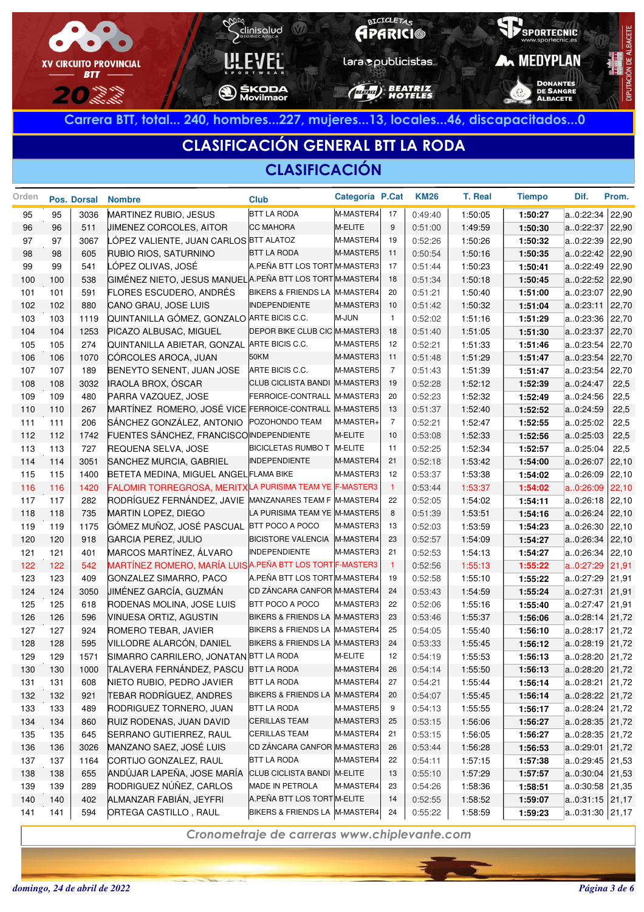XV CIRCUITO PROVINCIAL BTT 2022

Carrera BTT, total... 240, hombres...227, mujeres...13, locales...46, discapacitados...0

## CLASIFICACIÓN GENERAL BTT LA RODA

## CLASIFICACIÓN

| Orden | Pos. | Dorsal | Nombre | Club | Categoría | P.Cat | KM26 | T. Real | Tiempo | Dif. | Prom. |
|---|---|---|---|---|---|---|---|---|---|---|---|
| 95 | 95 | 3036 | MARTINEZ RUBIO, JESUS | BTT LA RODA | M-MASTER4 | 17 | 0:49:40 | 1:50:05 | **1:50:27** | a..0:22:34 | 22,90 |
| 96 | 96 | 511 | JIMENEZ CORCOLES, AITOR | CC MAHORA | M-ELITE | 9 | 0:51:00 | 1:49:59 | **1:50:30** | a..0:22:37 | 22,90 |
| 97 | 97 | 3067 | LÓPEZ VALIENTE, JUAN CARLOS | BTT ALATOZ | M-MASTER4 | 19 | 0:52:26 | 1:50:26 | **1:50:32** | a..0:22:39 | 22,90 |
| 98 | 98 | 605 | RUBIO RIOS, SATURNINO | BTT LA RODA | M-MASTER5 | 11 | 0:50:54 | 1:50:16 | **1:50:35** | a..0:22:42 | 22,90 |
| 99 | 99 | 541 | LÓPEZ OLIVAS, JOSÉ | A.PEÑA BTT LOS TORT | M-MASTER3 | 17 | 0:51:44 | 1:50:23 | **1:50:41** | a..0:22:49 | 22,90 |
| 100 | 100 | 538 | GIMÉNEZ NIETO, JESUS MANUEL | A.PEÑA BTT LOS TORT | M-MASTER4 | 18 | 0:51:34 | 1:50:18 | **1:50:45** | a..0:22:52 | 22,90 |
| 101 | 101 | 591 | FLORES ESCUDERO, ANDRÉS | BIKERS & FRIENDS LA | M-MASTER4 | 20 | 0:51:21 | 1:50:40 | **1:51:00** | a..0:23:07 | 22,90 |
| 102 | 102 | 880 | CANO GRAU, JOSE LUIS | INDEPENDIENTE | M-MASTER3 | 10 | 0:51:42 | 1:50:32 | **1:51:04** | a..0:23:11 | 22,70 |
| 103 | 103 | 1119 | QUINTANILLA GÓMEZ, GONZALO | ARTE BICIS C.C. | M-JUN | 1 | 0:52:02 | 1:51:16 | **1:51:29** | a..0:23:36 | 22,70 |
| 104 | 104 | 1253 | PICAZO ALBUSAC, MIGUEL | DEPOR BIKE CLUB CIC | M-MASTER3 | 18 | 0:51:40 | 1:51:05 | **1:51:30** | a..0:23:37 | 22,70 |
| 105 | 105 | 274 | QUINTANILLA ABIETAR, GONZAL | ARTE BICIS C.C. | M-MASTER5 | 12 | 0:52:21 | 1:51:33 | **1:51:46** | a..0:23:54 | 22,70 |
| 106 | 106 | 1070 | CÓRCOLES AROCA, JUAN | 50KM | M-MASTER3 | 11 | 0:51:48 | 1:51:29 | **1:51:47** | a..0:23:54 | 22,70 |
| 107 | 107 | 189 | BENEYTO SENENT, JUAN JOSE | ARTE BICIS C.C. | M-MASTER5 | 7 | 0:51:43 | 1:51:39 | **1:51:47** | a..0:23:54 | 22,70 |
| 108 | 108 | 3032 | IRAOLA BROX, ÓSCAR | CLUB CICLISTA BANDI | M-MASTER3 | 19 | 0:52:28 | 1:52:12 | **1:52:39** | a..0:24:47 | 22,5 |
| 109 | 109 | 480 | PARRA VAZQUEZ, JOSE | FERROICE-CONTRALL | M-MASTER3 | 20 | 0:52:23 | 1:52:32 | **1:52:49** | a..0:24:56 | 22,5 |
| 110 | 110 | 267 | MARTÍNEZ ROMERO, JOSÉ VICE | FERROICE-CONTRALL | M-MASTER5 | 13 | 0:51:37 | 1:52:40 | **1:52:52** | a..0:24:59 | 22,5 |
| 111 | 111 | 206 | SÁNCHEZ GONZÁLEZ, ANTONIO | POZOHONDO TEAM | M-MASTER+ | 7 | 0:52:21 | 1:52:47 | **1:52:55** | a..0:25:02 | 22,5 |
| 112 | 112 | 1742 | FUENTES SÁNCHEZ, FRANCISCO | INDEPENDIENTE | M-ELITE | 10 | 0:53:08 | 1:52:33 | **1:52:56** | a..0:25:03 | 22,5 |
| 113 | 113 | 727 | REQUENA SELVA, JOSE | BICICLETAS RUMBO T | M-ELITE | 11 | 0:52:25 | 1:52:34 | **1:52:57** | a..0:25:04 | 22,5 |
| 114 | 114 | 3051 | SANCHEZ MURCIA, GABRIEL | INDEPENDIENTE | M-MASTER4 | 21 | 0:52:18 | 1:53:42 | **1:54:00** | a..0:26:07 | 22,10 |
| 115 | 115 | 1400 | BETETA MEDINA, MIGUEL ANGEL | FLAMA BIKE | M-MASTER3 | 12 | 0:53:37 | 1:53:38 | **1:54:02** | a..0:26:09 | 22,10 |
| 116 | 116 | 1420 | FALOMIR TORREGROSA, MERITX | LA PURISIMA TEAM YE | F-MASTER3 | 1 | 0:53:44 | 1:53:37 | **1:54:02** | a..0:26:09 | 22,10 |
| 117 | 117 | 282 | RODRÍGUEZ FERNÁNDEZ, JAVIE | MANZANARES TEAM F | M-MASTER4 | 22 | 0:52:05 | 1:54:02 | **1:54:11** | a..0:26:18 | 22,10 |
| 118 | 118 | 735 | MARTIN LOPEZ, DIEGO | LA PURISIMA TEAM YE | M-MASTER5 | 8 | 0:51:39 | 1:53:51 | **1:54:16** | a..0:26:24 | 22,10 |
| 119 | 119 | 1175 | GÓMEZ MUÑOZ, JOSÉ PASCUAL | BTT POCO A POCO | M-MASTER3 | 13 | 0:52:03 | 1:53:59 | **1:54:23** | a..0:26:30 | 22,10 |
| 120 | 120 | 918 | GARCIA PEREZ, JULIO | BICISTORE VALENCIA | M-MASTER4 | 23 | 0:52:57 | 1:54:09 | **1:54:27** | a..0:26:34 | 22,10 |
| 121 | 121 | 401 | MARCOS MARTÍNEZ, ÁLVARO | INDEPENDIENTE | M-MASTER3 | 21 | 0:52:53 | 1:54:13 | **1:54:27** | a..0:26:34 | 22,10 |
| 122 | 122 | 542 | MARTÍNEZ ROMERO, MARÍA LUIS | A.PEÑA BTT LOS TORT | F-MASTER3 | 1 | 0:52:56 | 1:55:13 | **1:55:22** | a..0:27:29 | 21,91 |
| 123 | 123 | 409 | GONZALEZ SIMARRO, PACO | A.PEÑA BTT LOS TORT | M-MASTER4 | 19 | 0:52:58 | 1:55:10 | **1:55:22** | a..0:27:29 | 21,91 |
| 124 | 124 | 3050 | JIMÉNEZ GARCÍA, GUZMÁN | CD ZÁNCARA CANFOR | M-MASTER4 | 24 | 0:53:43 | 1:54:59 | **1:55:24** | a..0:27:31 | 21,91 |
| 125 | 125 | 618 | RODENAS MOLINA, JOSE LUIS | BTT POCO A POCO | M-MASTER3 | 22 | 0:52:06 | 1:55:16 | **1:55:40** | a..0:27:47 | 21,91 |
| 126 | 126 | 596 | VINUESA ORTIZ, AGUSTIN | BIKERS & FRIENDS LA | M-MASTER3 | 23 | 0:53:46 | 1:55:37 | **1:56:06** | a..0:28:14 | 21,72 |
| 127 | 127 | 924 | ROMERO TEBAR, JAVIER | BIKERS & FRIENDS LA | M-MASTER4 | 25 | 0:54:05 | 1:55:40 | **1:56:10** | a..0:28:17 | 21,72 |
| 128 | 128 | 595 | VILLODRE ALARCÓN, DANIEL | BIKERS & FRIENDS LA | M-MASTER3 | 24 | 0:53:33 | 1:55:45 | **1:56:12** | a..0:28:19 | 21,72 |
| 129 | 129 | 1571 | SIMARRO CARRILERO, JONATAN | BTT LA RODA | M-ELITE | 12 | 0:54:19 | 1:55:53 | **1:56:13** | a..0:28:20 | 21,72 |
| 130 | 130 | 1000 | TALAVERA FERNÁNDEZ, PASCU | BTT LA RODA | M-MASTER4 | 26 | 0:54:14 | 1:55:50 | **1:56:13** | a..0:28:20 | 21,72 |
| 131 | 131 | 608 | NIETO RUBIO, PEDRO JAVIER | BTT LA RODA | M-MASTER4 | 27 | 0:54:21 | 1:55:44 | **1:56:14** | a..0:28:21 | 21,72 |
| 132 | 132 | 921 | TEBAR RODRÍGUEZ, ANDRES | BIKERS & FRIENDS LA | M-MASTER4 | 20 | 0:54:07 | 1:55:45 | **1:56:14** | a..0:28:22 | 21,72 |
| 133 | 133 | 489 | RODRIGUEZ TORNERO, JUAN | BTT LA RODA | M-MASTER5 | 9 | 0:54:13 | 1:55:55 | **1:56:17** | a..0:28:24 | 21,72 |
| 134 | 134 | 860 | RUIZ RODENAS, JUAN DAVID | CERILLAS TEAM | M-MASTER3 | 25 | 0:53:15 | 1:56:06 | **1:56:27** | a..0:28:35 | 21,72 |
| 135 | 135 | 645 | SERRANO GUTIERREZ, RAUL | CERILLAS TEAM | M-MASTER4 | 21 | 0:53:15 | 1:56:05 | **1:56:27** | a..0:28:35 | 21,72 |
| 136 | 136 | 3026 | MANZANO SAEZ, JOSÉ LUIS | CD ZÁNCARA CANFOR | M-MASTER3 | 26 | 0:53:44 | 1:56:28 | **1:56:53** | a..0:29:01 | 21,72 |
| 137 | 137 | 1164 | CORTIJO GONZALEZ, RAUL | BTT LA RODA | M-MASTER4 | 22 | 0:54:11 | 1:57:15 | **1:57:38** | a..0:29:45 | 21,53 |
| 138 | 138 | 655 | ANDÚJAR LAPEÑA, JOSE MARÍA | CLUB CICLISTA BANDI | M-ELITE | 13 | 0:55:10 | 1:57:29 | **1:57:57** | a..0:30:04 | 21,53 |
| 139 | 139 | 289 | RODRIGUEZ NÚÑEZ, CARLOS | MADE IN PETROLA | M-MASTER4 | 23 | 0:54:26 | 1:58:36 | **1:58:51** | a..0:30:58 | 21,35 |
| 140 | 140 | 402 | ALMANZAR FABIÁN, JEYFRI | A.PEÑA BTT LOS TORT | M-ELITE | 14 | 0:52:55 | 1:58:52 | **1:59:07** | a..0:31:15 | 21,17 |
| 141 | 141 | 594 | ORTEGA CASTILLO , RAUL | BIKERS & FRIENDS LA | M-MASTER4 | 24 | 0:55:22 | 1:58:59 | **1:59:23** | a..0:31:30 | 21,17 |

*Cronometraje de carreras www.chiplevante.com*

*domingo, 24 de abril de 2022*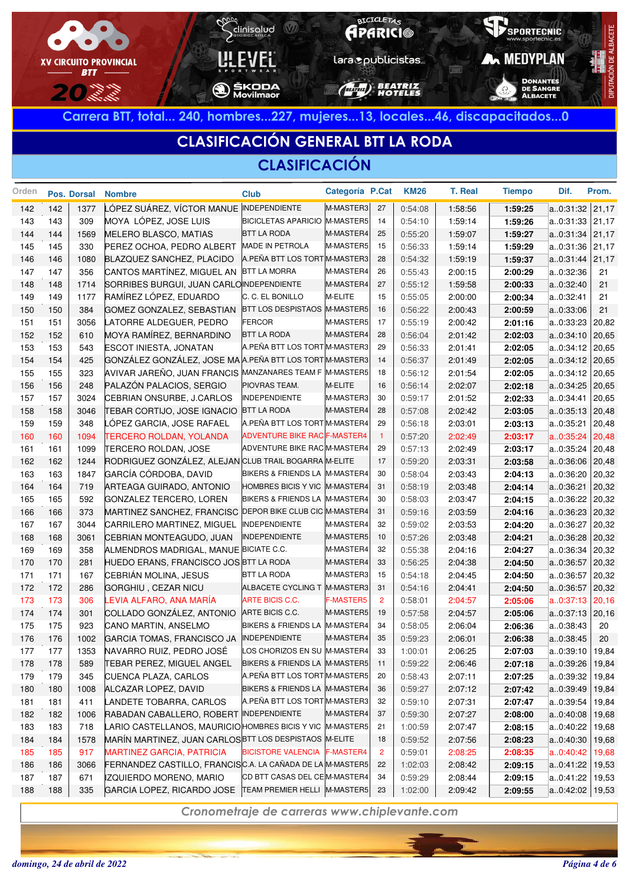XV CIRCUITO PROVINCIAL BTT 2022

Carrera BTT, total... 240, hombres...227, mujeres...13, locales...46, discapacitados...0

# CLASIFICACIÓN GENERAL BTT LA RODA

## CLASIFICACIÓN

| Orden | Pos. | Dorsal | Nombre | Club | Categoría | P.Cat | KM26 | T. Real | Tiempo | Dif. | Prom. |
|---|---|---|---|---|---|---|---|---|---|---|---|
| 142 | 142 | 1377 | LÓPEZ SUÁREZ, VÍCTOR MANUE | INDEPENDIENTE | M-MASTER3 | 27 | 0:54:08 | 1:58:56 | **1:59:25** | a..0:31:32 | 21,17 |
| 143 | 143 | 309 | MOYA LÓPEZ, JOSE LUIS | BICICLETAS APARICIO | M-MASTER5 | 14 | 0:54:10 | 1:59:14 | **1:59:26** | a..0:31:33 | 21,17 |
| 144 | 144 | 1569 | MELERO BLASCO, MATIAS | BTT LA RODA | M-MASTER4 | 25 | 0:55:20 | 1:59:07 | **1:59:27** | a..0:31:34 | 21,17 |
| 145 | 145 | 330 | PEREZ OCHOA, PEDRO ALBERT | MADE IN PETROLA | M-MASTER5 | 15 | 0:56:33 | 1:59:14 | **1:59:29** | a..0:31:36 | 21,17 |
| 146 | 146 | 1080 | BLAZQUEZ SANCHEZ, PLACIDO | A.PEÑA BTT LOS TORT | M-MASTER3 | 28 | 0:54:32 | 1:59:19 | **1:59:37** | a..0:31:44 | 21,17 |
| 147 | 147 | 356 | CANTOS MARTÍNEZ, MIGUEL AN | BTT LA MORRA | M-MASTER4 | 26 | 0:55:43 | 2:00:15 | **2:00:29** | a..0:32:36 | 21 |
| 148 | 148 | 1714 | SORRIBES BURGUI, JUAN CARLO | INDEPENDIENTE | M-MASTER4 | 27 | 0:55:12 | 1:59:58 | **2:00:33** | a..0:32:40 | 21 |
| 149 | 149 | 1177 | RAMÍREZ LÓPEZ, EDUARDO | C. C. EL BONILLO | M-ELITE | 15 | 0:55:05 | 2:00:00 | **2:00:34** | a..0:32:41 | 21 |
| 150 | 150 | 384 | GOMEZ GONZALEZ, SEBASTIAN | BTT LOS DESPISTAOS | M-MASTER5 | 16 | 0:56:22 | 2:00:43 | **2:00:59** | a..0:33:06 | 21 |
| 151 | 151 | 3056 | LATORRE ALDEGUER, PEDRO | FERCOR | M-MASTER5 | 17 | 0:55:19 | 2:00:42 | **2:01:16** | a..0:33:23 | 20,82 |
| 152 | 152 | 610 | MOYA RAMÍREZ, BERNARDINO | BTT LA RODA | M-MASTER4 | 28 | 0:56:04 | 2:01:42 | **2:02:03** | a..0:34:10 | 20,65 |
| 153 | 153 | 543 | ESCOT INIESTA, JONATAN | A.PEÑA BTT LOS TORT | M-MASTER3 | 29 | 0:56:33 | 2:01:41 | **2:02:05** | a..0:34:12 | 20,65 |
| 154 | 154 | 425 | GONZÁLEZ GONZÁLEZ, JOSE MA | A.PEÑA BTT LOS TORT | M-MASTER3 | 14 | 0:56:37 | 2:01:49 | **2:02:05** | a..0:34:12 | 20,65 |
| 155 | 155 | 323 | AVIVAR JAREÑO, JUAN FRANCIS | MANZANARES TEAM F | M-MASTER5 | 18 | 0:56:12 | 2:01:54 | **2:02:05** | a..0:34:12 | 20,65 |
| 156 | 156 | 248 | PALAZÓN PALACIOS, SERGIO | PIOVRAS TEAM. | M-ELITE | 16 | 0:56:14 | 2:02:07 | **2:02:18** | a..0:34:25 | 20,65 |
| 157 | 157 | 3024 | CEBRIAN ONSURBE, J.CARLOS | INDEPENDIENTE | M-MASTER3 | 30 | 0:59:17 | 2:01:52 | **2:02:33** | a..0:34:41 | 20,65 |
| 158 | 158 | 3046 | TEBAR CORTIJO, JOSE IGNACIO | BTT LA RODA | M-MASTER4 | 28 | 0:57:08 | 2:02:42 | **2:03:05** | a..0:35:13 | 20,48 |
| 159 | 159 | 348 | LÓPEZ GARCIA, JOSE RAFAEL | A.PEÑA BTT LOS TORT | M-MASTER4 | 29 | 0:56:18 | 2:03:01 | **2:03:13** | a..0:35:21 | 20,48 |
| 160 | 160 | 1094 | TERCERO ROLDAN, YOLANDA | ADVENTURE BIKE RAC | F-MASTER4 | 1 | 0:57:20 | 2:02:49 | **2:03:17** | a..0:35:24 | 20,48 |
| 161 | 161 | 1099 | TERCERO ROLDAN, JOSE | ADVENTURE BIKE RAC | M-MASTER4 | 29 | 0:57:13 | 2:02:49 | **2:03:17** | a..0:35:24 | 20,48 |
| 162 | 162 | 1244 | RODRIGUEZ GONZÁLEZ, ALEJAN | CLUB TRAIL BOGARRA | M-ELITE | 17 | 0:59:20 | 2:03:31 | **2:03:58** | a..0:36:06 | 20,48 |
| 163 | 163 | 1847 | GARCÍA CÓRDOBA, DAVID | BIKERS & FRIENDS LA | M-MASTER4 | 30 | 0:58:04 | 2:03:43 | **2:04:13** | a..0:36:20 | 20,32 |
| 164 | 164 | 719 | ARTEAGA GUIRADO, ANTONIO | HOMBRES BICIS Y VIC | M-MASTER4 | 31 | 0:58:19 | 2:03:48 | **2:04:14** | a..0:36:21 | 20,32 |
| 165 | 165 | 592 | GONZALEZ TERCERO, LOREN | BIKERS & FRIENDS LA | M-MASTER4 | 30 | 0:58:03 | 2:03:47 | **2:04:15** | a..0:36:22 | 20,32 |
| 166 | 166 | 373 | MARTINEZ SANCHEZ, FRANCISC | DEPOR BIKE CLUB CIC | M-MASTER4 | 31 | 0:59:16 | 2:03:59 | **2:04:16** | a..0:36:23 | 20,32 |
| 167 | 167 | 3044 | CARRILERO MARTINEZ, MIGUEL | INDEPENDIENTE | M-MASTER4 | 32 | 0:59:02 | 2:03:53 | **2:04:20** | a..0:36:27 | 20,32 |
| 168 | 168 | 3061 | CEBRIAN MONTEAGUDO, JUAN | INDEPENDIENTE | M-MASTER5 | 10 | 0:57:26 | 2:03:48 | **2:04:21** | a..0:36:28 | 20,32 |
| 169 | 169 | 358 | ALMENDROS MADRIGAL, MANUE | BICIATE C.C. | M-MASTER4 | 32 | 0:55:38 | 2:04:16 | **2:04:27** | a..0:36:34 | 20,32 |
| 170 | 170 | 281 | HUEDO ERANS, FRANCISCO JOS | BTT LA RODA | M-MASTER4 | 33 | 0:56:25 | 2:04:38 | **2:04:50** | a..0:36:57 | 20,32 |
| 171 | 171 | 167 | CEBRIÁN MOLINA, JESUS | BTT LA RODA | M-MASTER3 | 15 | 0:54:18 | 2:04:45 | **2:04:50** | a..0:36:57 | 20,32 |
| 172 | 172 | 286 | GORGHIU , CEZAR NICU | ALBACETE CYCLING T | M-MASTER3 | 31 | 0:54:16 | 2:04:41 | **2:04:50** | a..0:36:57 | 20,32 |
| 173 | 173 | 306 | LEVIA ALFARO, ANA MARÍA | ARTE BICIS C.C. | F-MASTER5 | 2 | 0:58:01 | 2:04:57 | **2:05:06** | a..0:37:13 | 20,16 |
| 174 | 174 | 301 | COLLADO GONZÁLEZ, ANTONIO | ARTE BICIS C.C. | M-MASTER5 | 19 | 0:57:58 | 2:04:57 | **2:05:06** | a..0:37:13 | 20,16 |
| 175 | 175 | 923 | CANO MARTIN, ANSELMO | BIKERS & FRIENDS LA | M-MASTER4 | 34 | 0:58:05 | 2:06:04 | **2:06:36** | a..0:38:43 | 20 |
| 176 | 176 | 1002 | GARCIA TOMAS, FRANCISCO JA | INDEPENDIENTE | M-MASTER4 | 35 | 0:59:23 | 2:06:01 | **2:06:38** | a..0:38:45 | 20 |
| 177 | 177 | 1353 | NAVARRO RUIZ, PEDRO JOSÉ | LOS CHORIZOS EN SU | M-MASTER4 | 33 | 1:00:01 | 2:06:25 | **2:07:03** | a..0:39:10 | 19,84 |
| 178 | 178 | 589 | TEBAR PEREZ, MIGUEL ANGEL | BIKERS & FRIENDS LA | M-MASTER5 | 11 | 0:59:22 | 2:06:46 | **2:07:18** | a..0:39:26 | 19,84 |
| 179 | 179 | 345 | CUENCA PLAZA, CARLOS | A.PEÑA BTT LOS TORT | M-MASTER5 | 20 | 0:58:43 | 2:07:11 | **2:07:25** | a..0:39:32 | 19,84 |
| 180 | 180 | 1008 | ALCAZAR LOPEZ, DAVID | BIKERS & FRIENDS LA | M-MASTER4 | 36 | 0:59:27 | 2:07:12 | **2:07:42** | a..0:39:49 | 19,84 |
| 181 | 181 | 411 | LANDETE TOBARRA, CARLOS | A.PEÑA BTT LOS TORT | M-MASTER3 | 32 | 0:59:10 | 2:07:31 | **2:07:47** | a..0:39:54 | 19,84 |
| 182 | 182 | 1006 | RABADAN CABALLERO, ROBERT | INDEPENDIENTE | M-MASTER4 | 37 | 0:59:30 | 2:07:27 | **2:08:00** | a..0:40:08 | 19,68 |
| 183 | 183 | 718 | LARIO CASTELLANOS, MAURICIO | HOMBRES BICIS Y VIC | M-MASTER5 | 21 | 1:00:59 | 2:07:47 | **2:08:15** | a..0:40:22 | 19,68 |
| 184 | 184 | 1578 | MARÍN MARTINEZ, JUAN CARLOS | BTT LOS DESPISTAOS | M-ELITE | 18 | 0:59:52 | 2:07:56 | **2:08:23** | a..0:40:30 | 19,68 |
| 185 | 185 | 917 | MARTINEZ GARCIA, PATRICIA | BICISTORE VALENCIA | F-MASTER4 | 2 | 0:59:01 | 2:08:25 | **2:08:35** | a..0:40:42 | 19,68 |
| 186 | 186 | 3066 | FERNANDEZ CASTILLO, FRANCIS | C.A. LA CAÑADA DE LA | M-MASTER5 | 22 | 1:02:03 | 2:08:42 | **2:09:15** | a..0:41:22 | 19,53 |
| 187 | 187 | 671 | IZQUIERDO MORENO, MARIO | CD BTT CASAS DEL CE | M-MASTER4 | 34 | 0:59:29 | 2:08:44 | **2:09:15** | a..0:41:22 | 19,53 |
| 188 | 188 | 335 | GARCIA LOPEZ, RICARDO JOSE | TEAM PREMIER HELLI | M-MASTER5 | 23 | 1:02:00 | 2:09:42 | **2:09:55** | a..0:42:02 | 19,53 |

*Cronometraje de carreras www.chiplevante.com*

*domingo, 24 de abril de 2022*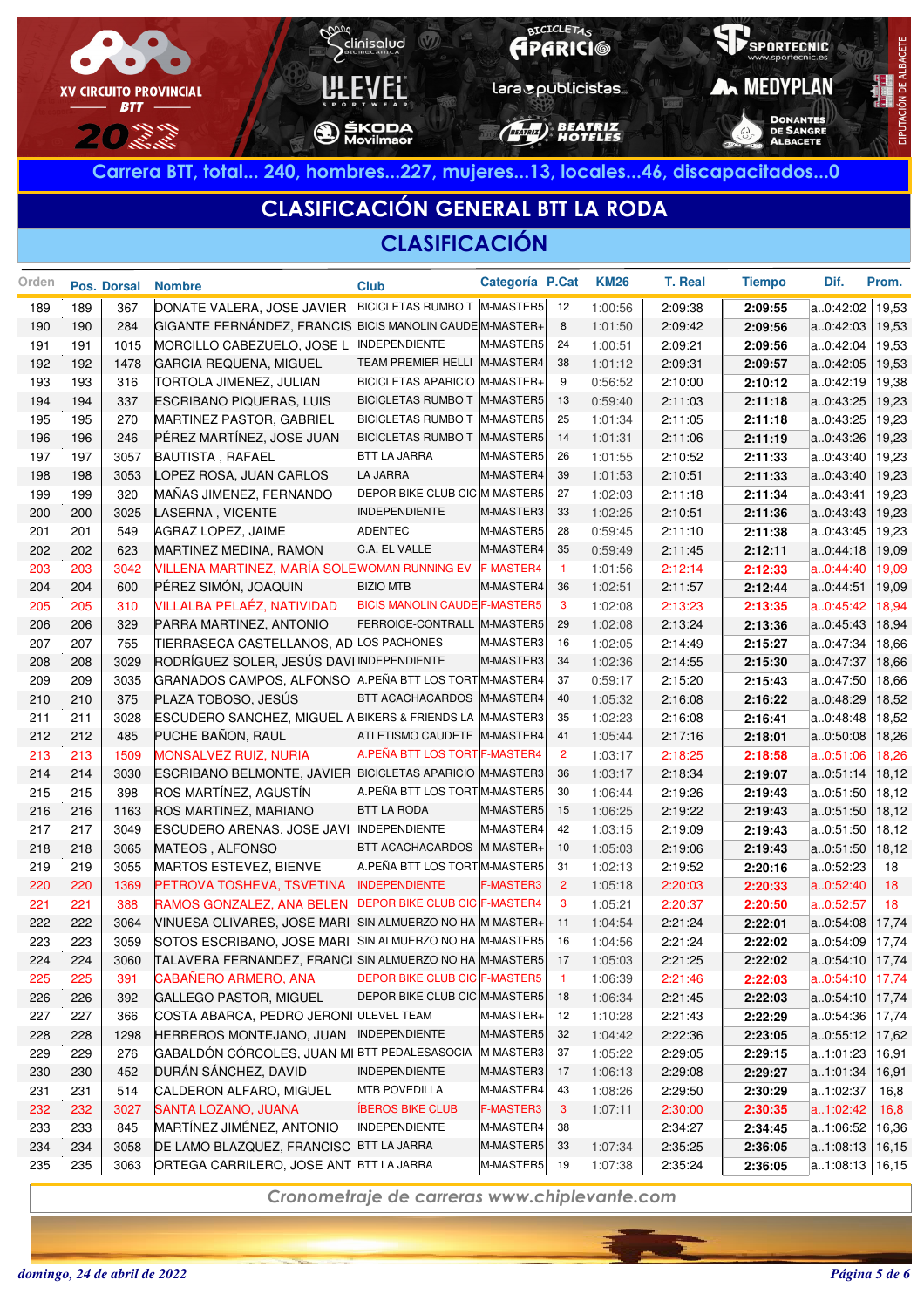XV CIRCUITO PROVINCIAL BTT 2022

**Carrera BTT, total... 240, hombres...227, mujeres...13, locales...46, discapacitados...0**

# CLASIFICACIÓN GENERAL BTT LA RODA

## CLASIFICACIÓN

| Orden | Pos. | Dorsal | Nombre | Club | Categoría | P.Cat | KM26 | T. Real | Tiempo | Dif. | Prom. |
|---|---|---|---|---|---|---|---|---|---|---|---|
| 189 | 189 | 367 | DONATE VALERA, JOSE JAVIER | BICICLETAS RUMBO T | M-MASTER5 | 12 | 1:00:56 | 2:09:38 | **2:09:55** | a..0:42:02 | 19,53 |
| 190 | 190 | 284 | GIGANTE FERNÁNDEZ, FRANCIS | BICIS MANOLIN CAUDE | M-MASTER+ | 8 | 1:01:50 | 2:09:42 | **2:09:56** | a..0:42:03 | 19,53 |
| 191 | 191 | 1015 | MORCILLO CABEZUELO, JOSE L | INDEPENDIENTE | M-MASTER5 | 24 | 1:01:48 | 2:09:21 | **2:09:56** | a..0:42:04 | 19,53 |
| 192 | 192 | 1478 | GARCIA REQUENA, MIGUEL | TEAM PREMIER HELLI | M-MASTER4 | 38 | 1:01:12 | 2:09:31 | **2:09:57** | a..0:42:05 | 19,53 |
| 193 | 193 | 316 | TORTOLA JIMENEZ, JULIAN | BICICLETAS APARICIO | M-MASTER+ | 9 | 0:56:52 | 2:10:00 | **2:10:12** | a..0:42:19 | 19,38 |
| 194 | 194 | 337 | ESCRIBANO PIQUERAS, LUIS | BICICLETAS RUMBO T | M-MASTER5 | 13 | 0:59:40 | 2:11:03 | **2:11:18** | a..0:43:25 | 19,23 |
| 195 | 195 | 270 | MARTINEZ PASTOR, GABRIEL | BICICLETAS RUMBO T | M-MASTER5 | 25 | 1:01:34 | 2:11:05 | **2:11:18** | a..0:43:25 | 19,23 |
| 196 | 196 | 246 | PÉREZ MARTÍNEZ, JOSE JUAN | BICICLETAS RUMBO T | M-MASTER5 | 14 | 1:01:31 | 2:11:06 | **2:11:19** | a..0:43:26 | 19,23 |
| 197 | 197 | 3057 | BAUTISTA , RAFAEL | BTT LA JARRA | M-MASTER5 | 26 | 1:01:55 | 2:10:52 | **2:11:33** | a..0:43:40 | 19,23 |
| 198 | 198 | 3053 | LOPEZ ROSA, JUAN CARLOS | LA JARRA | M-MASTER4 | 39 | 1:01:53 | 2:10:51 | **2:11:33** | a..0:43:40 | 19,23 |
| 199 | 199 | 320 | MAÑAS JIMENEZ, FERNANDO | DEPOR BIKE CLUB CIC | M-MASTER5 | 27 | 1:02:03 | 2:11:18 | **2:11:34** | a..0:43:41 | 19,23 |
| 200 | 200 | 3025 | LASERNA , VICENTE | INDEPENDIENTE | M-MASTER3 | 33 | 1:02:25 | 2:10:51 | **2:11:36** | a..0:43:43 | 19,23 |
| 201 | 201 | 549 | AGRAZ LOPEZ, JAIME | ADENTEC | M-MASTER5 | 28 | 0:59:45 | 2:11:10 | **2:11:38** | a..0:43:45 | 19,23 |
| 202 | 202 | 623 | MARTINEZ MEDINA, RAMON | C.A. EL VALLE | M-MASTER4 | 35 | 0:59:49 | 2:11:45 | **2:12:11** | a..0:44:18 | 19,09 |
| 203 | 203 | 3042 | VILLENA MARTINEZ, MARÍA SOLE | WOMAN RUNNING EV | F-MASTER4 | 1 | 1:01:56 | 2:12:14 | **2:12:33** | a..0:44:40 | 19,09 |
| 204 | 204 | 600 | PÉREZ SIMÓN, JOAQUIN | BIZIO MTB | M-MASTER4 | 36 | 1:02:51 | 2:11:57 | **2:12:44** | a..0:44:51 | 19,09 |
| 205 | 205 | 310 | VILLALBA PELAÉZ, NATIVIDAD | BICIS MANOLIN CAUDE | F-MASTER5 | 3 | 1:02:08 | 2:13:23 | **2:13:35** | a..0:45:42 | 18,94 |
| 206 | 206 | 329 | PARRA MARTINEZ, ANTONIO | FERROICE-CONTRALL | M-MASTER5 | 29 | 1:02:08 | 2:13:24 | **2:13:36** | a..0:45:43 | 18,94 |
| 207 | 207 | 755 | TIERRASECA CASTELLANOS, AD | LOS PACHONES | M-MASTER3 | 16 | 1:02:05 | 2:14:49 | **2:15:27** | a..0:47:34 | 18,66 |
| 208 | 208 | 3029 | RODRÍGUEZ SOLER, JESÚS DAVI | INDEPENDIENTE | M-MASTER3 | 34 | 1:02:36 | 2:14:55 | **2:15:30** | a..0:47:37 | 18,66 |
| 209 | 209 | 3035 | GRANADOS CAMPOS, ALFONSO | A.PEÑA BTT LOS TORT | M-MASTER4 | 37 | 0:59:17 | 2:15:20 | **2:15:43** | a..0:47:50 | 18,66 |
| 210 | 210 | 375 | PLAZA TOBOSO, JESÚS | BTT ACACHACARDOS | M-MASTER4 | 40 | 1:05:32 | 2:16:08 | **2:16:22** | a..0:48:29 | 18,52 |
| 211 | 211 | 3028 | ESCUDERO SANCHEZ, MIGUEL A | BIKERS & FRIENDS LA | M-MASTER3 | 35 | 1:02:23 | 2:16:08 | **2:16:41** | a..0:48:48 | 18,52 |
| 212 | 212 | 485 | PUCHE BAÑON, RAUL | ATLETISMO CAUDETE | M-MASTER4 | 41 | 1:05:44 | 2:17:16 | **2:18:01** | a..0:50:08 | 18,39 |
| 213 | 213 | 1509 | MONSALVEZ RUIZ, NURIA | A.PEÑA BTT LOS TORT | F-MASTER4 | 2 | 1:03:17 | 2:18:25 | **2:18:58** | a..0:51:06 | 18,26 |
| 214 | 214 | 3030 | ESCRIBANO BELMONTE, JAVIER | BICICLETAS APARICIO | M-MASTER3 | 36 | 1:03:17 | 2:18:34 | **2:19:07** | a..0:51:14 | 18,12 |
| 215 | 215 | 398 | ROS MARTÍNEZ, AGUSTÍN | A.PEÑA BTT LOS TORT | M-MASTER5 | 30 | 1:06:44 | 2:19:26 | **2:19:43** | a..0:51:50 | 18,12 |
| 216 | 216 | 1163 | ROS MARTÍNEZ, MARIANO | BTT LA RODA | M-MASTER5 | 15 | 1:06:25 | 2:19:22 | **2:19:43** | a..0:51:50 | 18,12 |
| 217 | 217 | 3049 | ESCUDERO ARENAS, JOSE JAVI | INDEPENDIENTE | M-MASTER4 | 42 | 1:03:15 | 2:19:09 | **2:19:43** | a..0:51:50 | 18,12 |
| 218 | 218 | 3065 | MATEOS , ALFONSO | BTT ACACHACARDOS | M-MASTER+ | 10 | 1:05:03 | 2:19:06 | **2:19:43** | a..0:51:50 | 18,12 |
| 219 | 219 | 3055 | MARTOS ESTEVEZ, BIENVE | A.PEÑA BTT LOS TORT | M-MASTER5 | 31 | 1:02:13 | 2:19:52 | **2:20:16** | a..0:52:23 | 18 |
| 220 | 220 | 1369 | PETROVA TOSHEVA, TSVETINA | INDEPENDIENTE | F-MASTER3 | 2 | 1:05:18 | 2:20:03 | **2:20:33** | a..0:52:40 | 18 |
| 221 | 221 | 388 | RAMOS GONZALEZ, ANA BELEN | DEPOR BIKE CLUB CIC | F-MASTER4 | 3 | 1:05:21 | 2:20:37 | **2:20:50** | a..0:52:57 | 18 |
| 222 | 222 | 3064 | VINUESA OLIVARES, JOSE MARI | SIN ALMUERZO NO HA | M-MASTER+ | 11 | 1:04:54 | 2:21:24 | **2:22:01** | a..0:54:08 | 17,74 |
| 223 | 223 | 3059 | SOTOS ESCRIBANO, JOSE MARI | SIN ALMUERZO NO HA | M-MASTER5 | 16 | 1:04:56 | 2:21:24 | **2:22:02** | a..0:54:09 | 17,74 |
| 224 | 224 | 3060 | TALAVERA FERNANDEZ, FRANCI | SIN ALMUERZO NO HA | M-MASTER5 | 17 | 1:05:03 | 2:21:25 | **2:22:02** | a..0:54:10 | 17,74 |
| 225 | 225 | 391 | CABAÑERO ARMERO, ANA | DEPOR BIKE CLUB CIC | F-MASTER5 | 1 | 1:06:39 | 2:21:46 | **2:22:03** | a..0:54:10 | 17,74 |
| 226 | 226 | 392 | GALLEGO PASTOR, MIGUEL | DEPOR BIKE CLUB CIC | M-MASTER5 | 18 | 1:06:34 | 2:21:45 | **2:22:03** | a..0:54:10 | 17,74 |
| 227 | 227 | 366 | COSTA ABARCA, PEDRO JERONI | ULEVEL TEAM | M-MASTER+ | 12 | 1:10:28 | 2:21:43 | **2:22:29** | a..0:54:36 | 17,74 |
| 228 | 228 | 1298 | HERREROS MONTEJANO, JUAN | INDEPENDIENTE | M-MASTER5 | 32 | 1:04:42 | 2:22:36 | **2:23:05** | a..0:55:12 | 17,62 |
| 229 | 229 | 276 | GABALDÓN CÓRCOLES, JUAN MI | BTT PEDALESASOCIA | M-MASTER3 | 37 | 1:05:22 | 2:29:05 | **2:29:15** | a..1:01:23 | 16,91 |
| 230 | 230 | 452 | DURÁN SÁNCHEZ, DAVID | INDEPENDIENTE | M-MASTER3 | 17 | 1:06:13 | 2:29:08 | **2:29:27** | a..1:01:34 | 16,91 |
| 231 | 231 | 514 | CALDERON ALFARO, MIGUEL | MTB POVEDILLA | M-MASTER4 | 43 | 1:08:26 | 2:29:50 | **2:30:29** | a..1:02:37 | 16,8 |
| 232 | 232 | 3027 | SANTA LOZANO, JUANA | ÍBEROS BIKE CLUB | F-MASTER3 | 3 | 1:07:11 | 2:30:00 | **2:30:35** | a..1:02:42 | 16,8 |
| 233 | 233 | 845 | MARTÍNEZ JIMÉNEZ, ANTONIO | INDEPENDIENTE | M-MASTER4 | 38 | | 2:34:27 | **2:34:45** | a..1:06:52 | 16,36 |
| 234 | 234 | 3058 | DE LAMO BLAZQUEZ, FRANCISC | BTT LA JARRA | M-MASTER5 | 33 | 1:07:34 | 2:35:25 | **2:36:05** | a..1:08:13 | 16,15 |
| 235 | 235 | 3063 | ORTEGA CARRILERO, JOSE ANT | BTT LA JARRA | M-MASTER5 | 19 | 1:07:38 | 2:35:24 | **2:36:05** | a..1:08:13 | 16,15 |

*Cronometraje de carreras www.chiplevante.com*

*domingo, 24 de abril de 2022*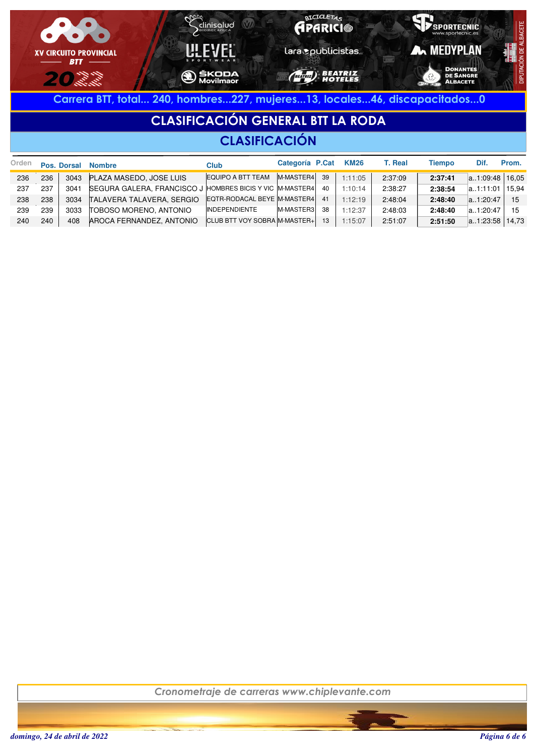Carrera BTT, total... 240, hombres...227, mujeres...13, locales...46, discapacitados...0

## CLASIFICACIÓN GENERAL BTT LA RODA

### CLASIFICACIÓN

| Orden | Pos. | Dorsal | Nombre | Club | Categoría | P.Cat | KM26 | T. Real | Tiempo | Dif. | Prom. |
|---|---|---|---|---|---|---|---|---|---|---|---|
| 236 | 236 | 3043 | PLAZA MASEDO, JOSE LUIS | EQUIPO A BTT TEAM | M-MASTER4 | 39 | 1:11:05 | 2:37:09 | **2:37:41** | a..1:09:48 | 16,05 |
| 237 | 237 | 3041 | SEGURA GALERA, FRANCISCO J | HOMBRES BICIS Y VIC | M-MASTER4 | 40 | 1:10:14 | 2:38:27 | **2:38:54** | a..1:11:01 | 15,94 |
| 238 | 238 | 3034 | TALAVERA TALAVERA, SERGIO | EQTR-RODACAL BEYE | M-MASTER4 | 41 | 1:12:19 | 2:48:04 | **2:48:40** | a..1:20:47 | 15 |
| 239 | 239 | 3033 | TOBOSO MORENO, ANTONIO | INDEPENDIENTE | M-MASTER3 | 38 | 1:12:37 | 2:48:03 | **2:48:40** | a..1:20:47 | 15 |
| 240 | 240 | 408 | AROCA FERNANDEZ, ANTONIO | CLUB BTT VOY SOBRA | M-MASTER+ | 13 | 1:15:07 | 2:51:07 | **2:51:50** | a..1:23:58 | 14,73 |

*Cronometraje de carreras www.chiplevante.com*

*domingo, 24 de abril de 2022*